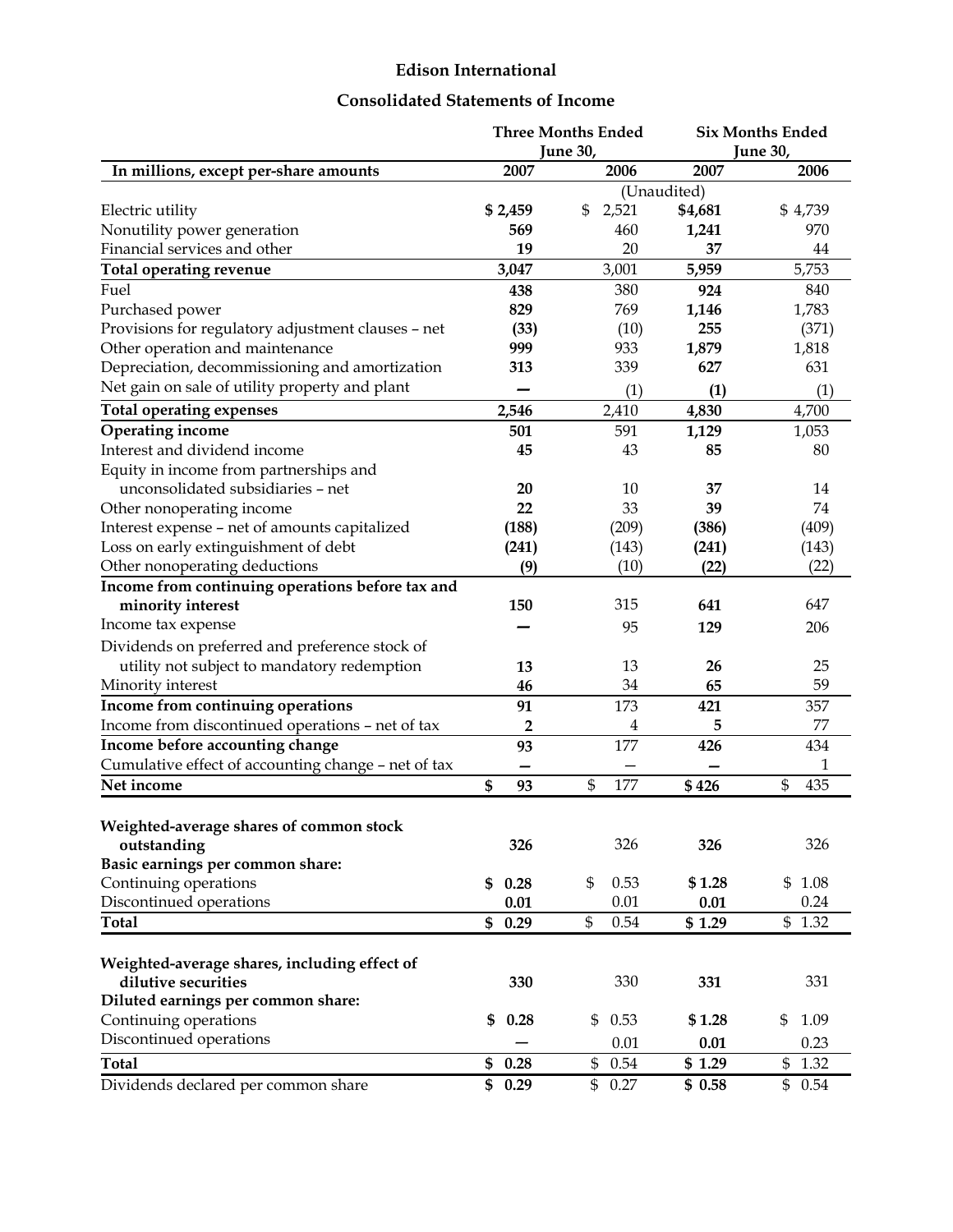# Edison International

## Consolidated Statements of Income

| In millions, except per-share amounts | Three Months Ended June 30, 2007 | Three Months Ended June 30, 2006 | Six Months Ended June 30, 2007 | Six Months Ended June 30, 2006 |
|---|---|---|---|---|
| | | (Unaudited) | | |
| Electric utility | **$ 2,459** | $ 2,521 | **$4,681** | $ 4,739 |
| Nonutility power generation | **569** | 460 | **1,241** | 970 |
| Financial services and other | **19** | 20 | **37** | 44 |
| **Total operating revenue** | **3,047** | 3,001 | **5,959** | 5,753 |
| Fuel | **438** | 380 | **924** | 840 |
| Purchased power | **829** | 769 | **1,146** | 1,783 |
| Provisions for regulatory adjustment clauses – net | **(33)** | (10) | **255** | (371) |
| Other operation and maintenance | **999** | 933 | **1,879** | 1,818 |
| Depreciation, decommissioning and amortization | **313** | 339 | **627** | 631 |
| Net gain on sale of utility property and plant | **—** | (1) | **(1)** | (1) |
| **Total operating expenses** | **2,546** | 2,410 | **4,830** | 4,700 |
| **Operating income** | **501** | 591 | **1,129** | 1,053 |
| Interest and dividend income | **45** | 43 | **85** | 80 |
| Equity in income from partnerships and unconsolidated subsidiaries – net | **20** | 10 | **37** | 14 |
| Other nonoperating income | **22** | 33 | **39** | 74 |
| Interest expense – net of amounts capitalized | **(188)** | (209) | **(386)** | (409) |
| Loss on early extinguishment of debt | **(241)** | (143) | **(241)** | (143) |
| Other nonoperating deductions | **(9)** | (10) | **(22)** | (22) |
| **Income from continuing operations before tax and minority interest** | **150** | 315 | **641** | 647 |
| Income tax expense | **—** | 95 | **129** | 206 |
| Dividends on preferred and preference stock of utility not subject to mandatory redemption | **13** | 13 | **26** | 25 |
| Minority interest | **46** | 34 | **65** | 59 |
| **Income from continuing operations** | **91** | 173 | **421** | 357 |
| Income from discontinued operations – net of tax | **2** | 4 | **5** | 77 |
| **Income before accounting change** | **93** | 177 | **426** | 434 |
| Cumulative effect of accounting change – net of tax | **—** | — | **—** | 1 |
| **Net income** | **$ 93** | $ 177 | **$ 426** | $ 435 |
| | | | | |
| **Weighted-average shares of common stock outstanding** | **326** | 326 | **326** | 326 |
| **Basic earnings per common share:** | | | | |
| Continuing operations | **$ 0.28** | $ 0.53 | **$ 1.28** | $ 1.08 |
| Discontinued operations | **0.01** | 0.01 | **0.01** | 0.24 |
| **Total** | **$ 0.29** | $ 0.54 | **$ 1.29** | $ 1.32 |
| | | | | |
| **Weighted-average shares, including effect of dilutive securities** | **330** | 330 | **331** | 331 |
| **Diluted earnings per common share:** | | | | |
| Continuing operations | **$ 0.28** | $ 0.53 | **$ 1.28** | $ 1.09 |
| Discontinued operations | **—** | 0.01 | **0.01** | 0.23 |
| **Total** | **$ 0.28** | $ 0.54 | **$ 1.29** | $ 1.32 |
| Dividends declared per common share | **$ 0.29** | $ 0.27 | **$ 0.58** | $ 0.54 |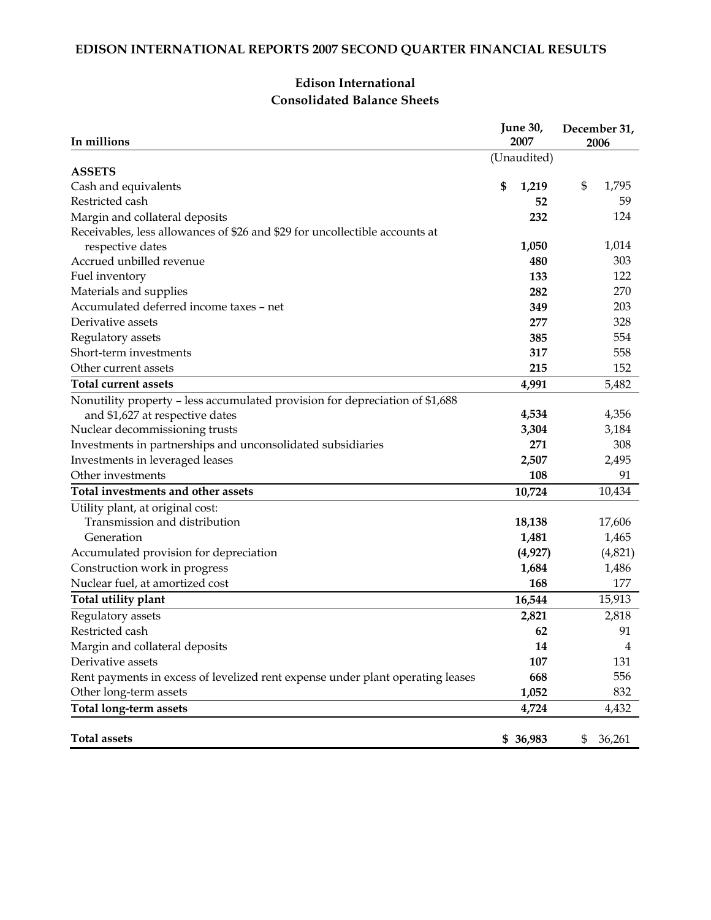# EDISON INTERNATIONAL REPORTS 2007 SECOND QUARTER FINANCIAL RESULTS

## Edison International
## Consolidated Balance Sheets

| In millions | June 30, 2007 | December 31, 2006 |
|---|---|---|
| | (Unaudited) | |
| **ASSETS** | | |
| Cash and equivalents | **$ 1,219** | $ 1,795 |
| Restricted cash | **52** | 59 |
| Margin and collateral deposits | **232** | 124 |
| Receivables, less allowances of $26 and $29 for uncollectible accounts at respective dates | **1,050** | 1,014 |
| Accrued unbilled revenue | **480** | 303 |
| Fuel inventory | **133** | 122 |
| Materials and supplies | **282** | 270 |
| Accumulated deferred income taxes – net | **349** | 203 |
| Derivative assets | **277** | 328 |
| Regulatory assets | **385** | 554 |
| Short-term investments | **317** | 558 |
| Other current assets | **215** | 152 |
| **Total current assets** | **4,991** | 5,482 |
| Nonutility property – less accumulated provision for depreciation of $1,688 and $1,627 at respective dates | **4,534** | 4,356 |
| Nuclear decommissioning trusts | **3,304** | 3,184 |
| Investments in partnerships and unconsolidated subsidiaries | **271** | 308 |
| Investments in leveraged leases | **2,507** | 2,495 |
| Other investments | **108** | 91 |
| **Total investments and other assets** | **10,724** | 10,434 |
| Utility plant, at original cost: | | |
| Transmission and distribution | **18,138** | 17,606 |
| Generation | **1,481** | 1,465 |
| Accumulated provision for depreciation | **(4,927)** | (4,821) |
| Construction work in progress | **1,684** | 1,486 |
| Nuclear fuel, at amortized cost | **168** | 177 |
| **Total utility plant** | **16,544** | 15,913 |
| Regulatory assets | **2,821** | 2,818 |
| Restricted cash | **62** | 91 |
| Margin and collateral deposits | **14** | 4 |
| Derivative assets | **107** | 131 |
| Rent payments in excess of levelized rent expense under plant operating leases | **668** | 556 |
| Other long-term assets | **1,052** | 832 |
| **Total long-term assets** | **4,724** | 4,432 |
| **Total assets** | **$ 36,983** | $ 36,261 |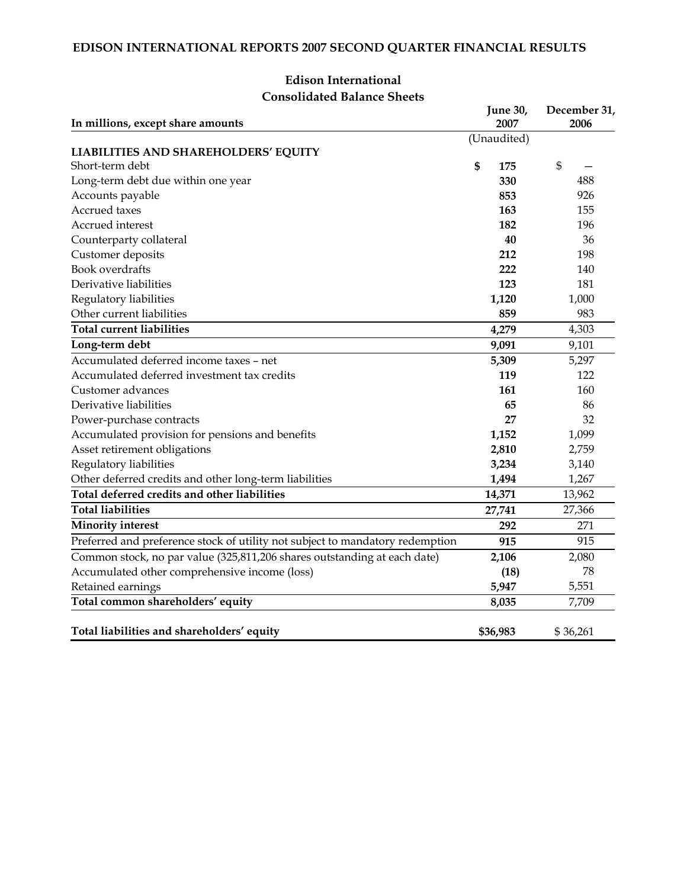# EDISON INTERNATIONAL REPORTS 2007 SECOND QUARTER FINANCIAL RESULTS

## Edison International
### Consolidated Balance Sheets

| In millions, except share amounts | June 30, 2007 | December 31, 2006 |
|---|---|---|
| | (Unaudited) | |
| **LIABILITIES AND SHAREHOLDERS' EQUITY** | | |
| Short-term debt | **$ 175** | $ — |
| Long-term debt due within one year | **330** | 488 |
| Accounts payable | **853** | 926 |
| Accrued taxes | **163** | 155 |
| Accrued interest | **182** | 196 |
| Counterparty collateral | **40** | 36 |
| Customer deposits | **212** | 198 |
| Book overdrafts | **222** | 140 |
| Derivative liabilities | **123** | 181 |
| Regulatory liabilities | **1,120** | 1,000 |
| Other current liabilities | **859** | 983 |
| **Total current liabilities** | **4,279** | 4,303 |
| **Long-term debt** | **9,091** | 9,101 |
| Accumulated deferred income taxes – net | **5,309** | 5,297 |
| Accumulated deferred investment tax credits | **119** | 122 |
| Customer advances | **161** | 160 |
| Derivative liabilities | **65** | 86 |
| Power-purchase contracts | **27** | 32 |
| Accumulated provision for pensions and benefits | **1,152** | 1,099 |
| Asset retirement obligations | **2,810** | 2,759 |
| Regulatory liabilities | **3,234** | 3,140 |
| Other deferred credits and other long-term liabilities | **1,494** | 1,267 |
| **Total deferred credits and other liabilities** | **14,371** | 13,962 |
| **Total liabilities** | **27,741** | 27,366 |
| **Minority interest** | **292** | 271 |
| Preferred and preference stock of utility not subject to mandatory redemption | **915** | 915 |
| Common stock, no par value (325,811,206 shares outstanding at each date) | **2,106** | 2,080 |
| Accumulated other comprehensive income (loss) | **(18)** | 78 |
| Retained earnings | **5,947** | 5,551 |
| **Total common shareholders' equity** | **8,035** | 7,709 |
| **Total liabilities and shareholders' equity** | **$36,983** | $ 36,261 |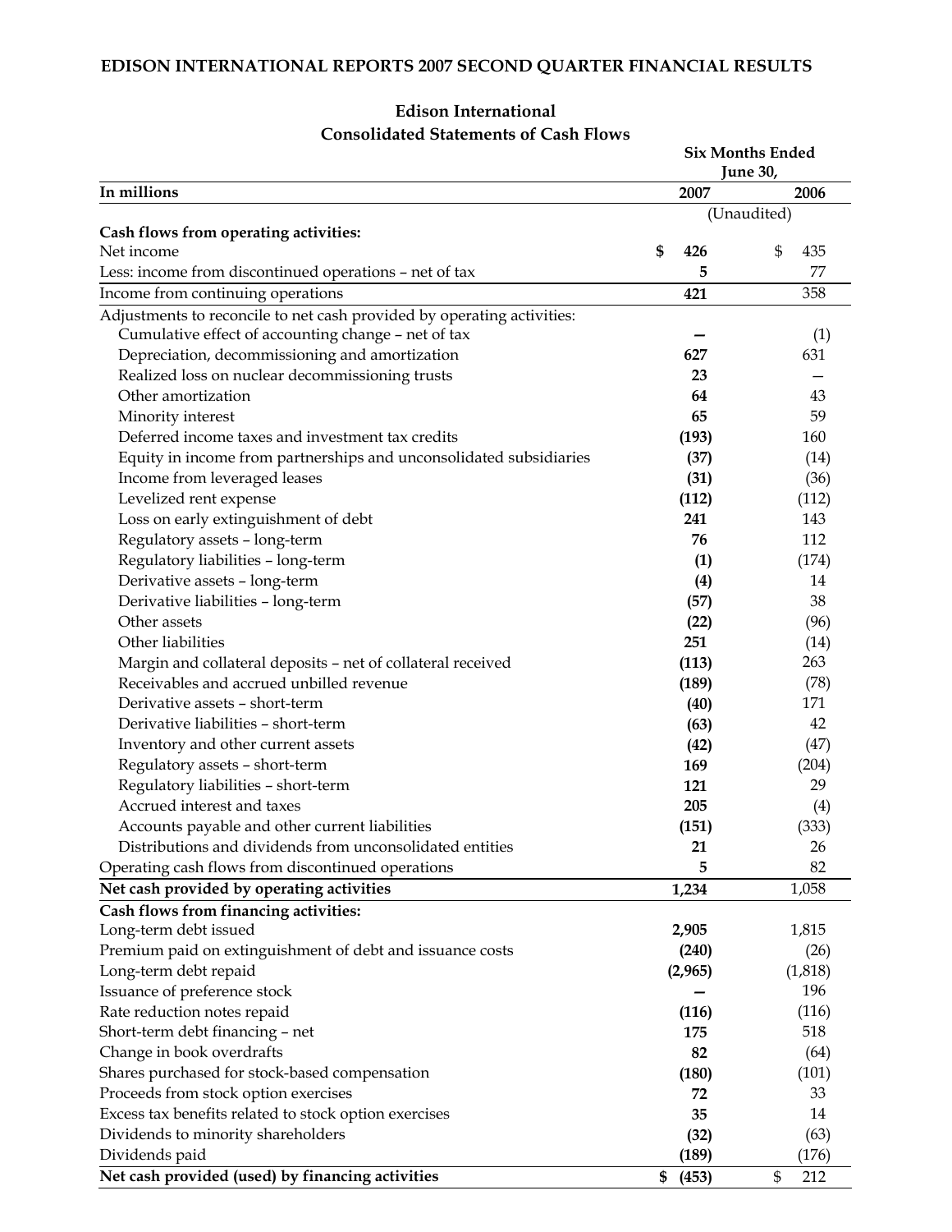**EDISON INTERNATIONAL REPORTS 2007 SECOND QUARTER FINANCIAL RESULTS**

**Edison International**
**Consolidated Statements of Cash Flows**

| In millions | Six Months Ended June 30, 2007 | 2006 |
|---|---|---|
| | (Unaudited) | |
| **Cash flows from operating activities:** | | |
| Net income | **$ 426** | $ 435 |
| Less: income from discontinued operations – net of tax | **5** | 77 |
| Income from continuing operations | **421** | 358 |
| Adjustments to reconcile to net cash provided by operating activities: | | |
| Cumulative effect of accounting change – net of tax | **—** | (1) |
| Depreciation, decommissioning and amortization | **627** | 631 |
| Realized loss on nuclear decommissioning trusts | **23** | — |
| Other amortization | **64** | 43 |
| Minority interest | **65** | 59 |
| Deferred income taxes and investment tax credits | **(193)** | 160 |
| Equity in income from partnerships and unconsolidated subsidiaries | **(37)** | (14) |
| Income from leveraged leases | **(31)** | (36) |
| Levelized rent expense | **(112)** | (112) |
| Loss on early extinguishment of debt | **241** | 143 |
| Regulatory assets – long-term | **76** | 112 |
| Regulatory liabilities – long-term | **(1)** | (174) |
| Derivative assets – long-term | **(4)** | 14 |
| Derivative liabilities – long-term | **(57)** | 38 |
| Other assets | **(22)** | (96) |
| Other liabilities | **251** | (14) |
| Margin and collateral deposits – net of collateral received | **(113)** | 263 |
| Receivables and accrued unbilled revenue | **(189)** | (78) |
| Derivative assets – short-term | **(40)** | 171 |
| Derivative liabilities – short-term | **(63)** | 42 |
| Inventory and other current assets | **(42)** | (47) |
| Regulatory assets – short-term | **169** | (204) |
| Regulatory liabilities – short-term | **121** | 29 |
| Accrued interest and taxes | **205** | (4) |
| Accounts payable and other current liabilities | **(151)** | (333) |
| Distributions and dividends from unconsolidated entities | **21** | 26 |
| Operating cash flows from discontinued operations | **5** | 82 |
| **Net cash provided by operating activities** | **1,234** | 1,058 |
| **Cash flows from financing activities:** | | |
| Long-term debt issued | **2,905** | 1,815 |
| Premium paid on extinguishment of debt and issuance costs | **(240)** | (26) |
| Long-term debt repaid | **(2,965)** | (1,818) |
| Issuance of preference stock | **—** | 196 |
| Rate reduction notes repaid | **(116)** | (116) |
| Short-term debt financing – net | **175** | 518 |
| Change in book overdrafts | **82** | (64) |
| Shares purchased for stock-based compensation | **(180)** | (101) |
| Proceeds from stock option exercises | **72** | 33 |
| Excess tax benefits related to stock option exercises | **35** | 14 |
| Dividends to minority shareholders | **(32)** | (63) |
| Dividends paid | **(189)** | (176) |
| **Net cash provided (used) by financing activities** | **$ (453)** | $ 212 |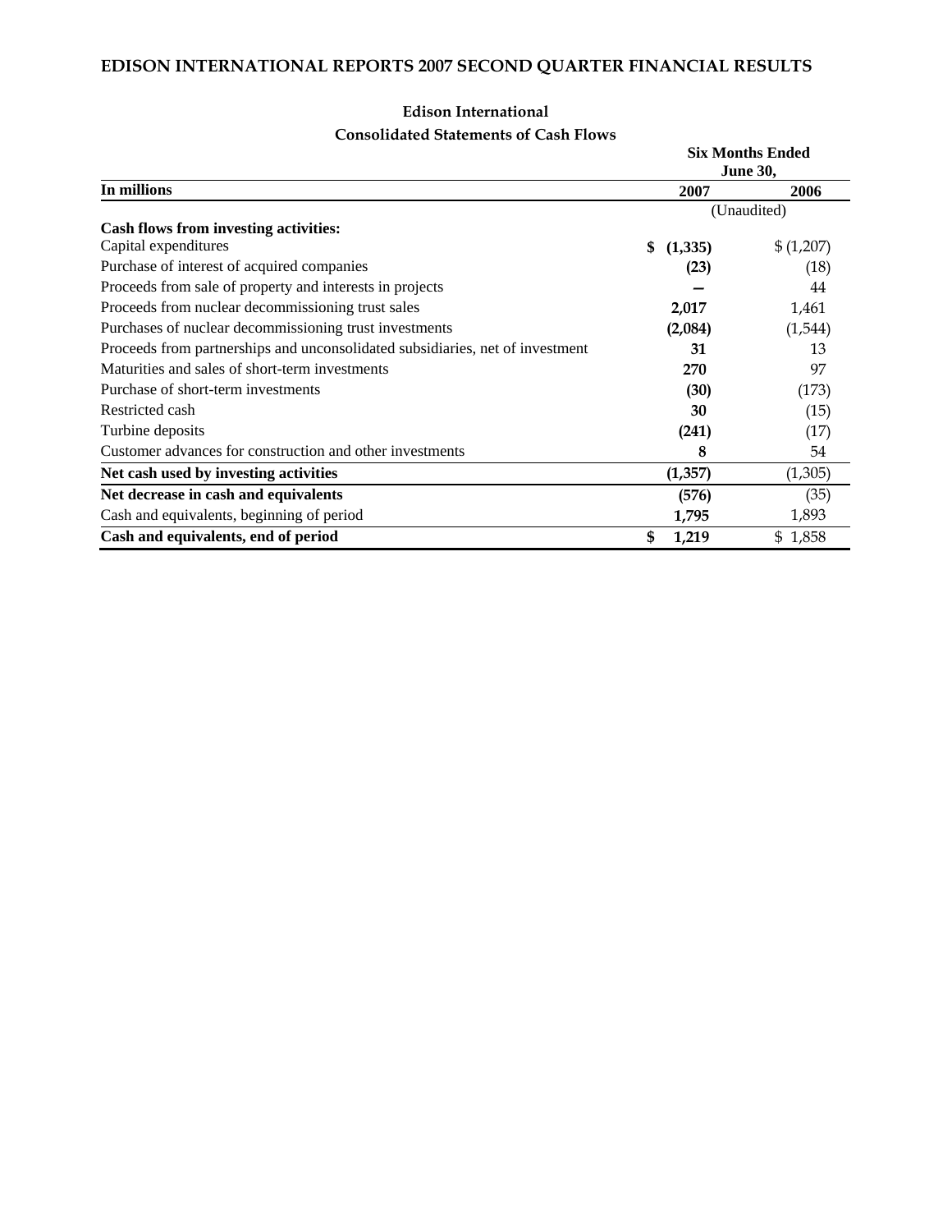## EDISON INTERNATIONAL REPORTS 2007 SECOND QUARTER FINANCIAL RESULTS

### Edison International
### Consolidated Statements of Cash Flows

| In millions | Six Months Ended June 30, 2007 | 2006 |
|---|---|---|
| | (Unaudited) | |
| **Cash flows from investing activities:** | | |
| Capital expenditures | **$ (1,335)** | $ (1,207) |
| Purchase of interest of acquired companies | **(23)** | (18) |
| Proceeds from sale of property and interests in projects | **—** | 44 |
| Proceeds from nuclear decommissioning trust sales | **2,017** | 1,461 |
| Purchases of nuclear decommissioning trust investments | **(2,084)** | (1,544) |
| Proceeds from partnerships and unconsolidated subsidiaries, net of investment | **31** | 13 |
| Maturities and sales of short-term investments | **270** | 97 |
| Purchase of short-term investments | **(30)** | (173) |
| Restricted cash | **30** | (15) |
| Turbine deposits | **(241)** | (17) |
| Customer advances for construction and other investments | **8** | 54 |
| **Net cash used by investing activities** | **(1,357)** | (1,305) |
| **Net decrease in cash and equivalents** | **(576)** | (35) |
| Cash and equivalents, beginning of period | **1,795** | 1,893 |
| **Cash and equivalents, end of period** | **$ 1,219** | $ 1,858 |